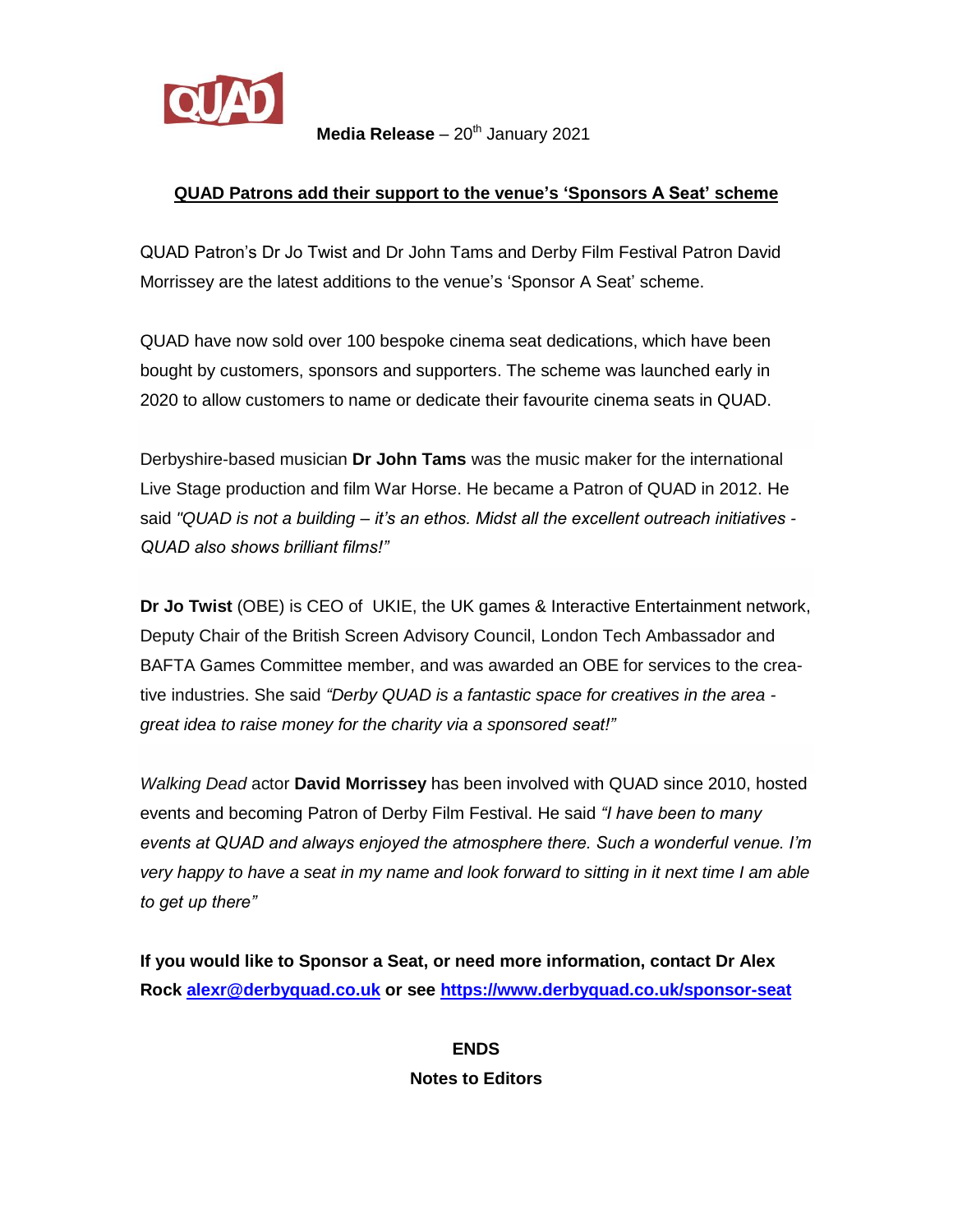QUAD

**Media Release** – 20th January 2021

## QUAD Patrons add their support to the venue's 'Sponsors A Seat' scheme

QUAD Patron's Dr Jo Twist and Dr John Tams and Derby Film Festival Patron David Morrissey are the latest additions to the venue's 'Sponsor A Seat' scheme.

QUAD have now sold over 100 bespoke cinema seat dedications, which have been bought by customers, sponsors and supporters. The scheme was launched early in 2020 to allow customers to name or dedicate their favourite cinema seats in QUAD.

Derbyshire-based musician **Dr John Tams** was the music maker for the international Live Stage production and film War Horse. He became a Patron of QUAD in 2012. He said *"QUAD is not a building – it's an ethos. Midst all the excellent outreach initiatives - QUAD also shows brilliant films!"*

**Dr Jo Twist** (OBE) is CEO of UKIE, the UK games & Interactive Entertainment network, Deputy Chair of the British Screen Advisory Council, London Tech Ambassador and BAFTA Games Committee member, and was awarded an OBE for services to the creative industries. She said *"Derby QUAD is a fantastic space for creatives in the area - great idea to raise money for the charity via a sponsored seat!"*

*Walking Dead* actor **David Morrissey** has been involved with QUAD since 2010, hosted events and becoming Patron of Derby Film Festival. He said *"I have been to many events at QUAD and always enjoyed the atmosphere there. Such a wonderful venue. I'm very happy to have a seat in my name and look forward to sitting in it next time I am able to get up there"*

**If you would like to Sponsor a Seat, or need more information, contact Dr Alex Rock alexr@derbyquad.co.uk or see https://www.derbyquad.co.uk/sponsor-seat**

**ENDS**

**Notes to Editors**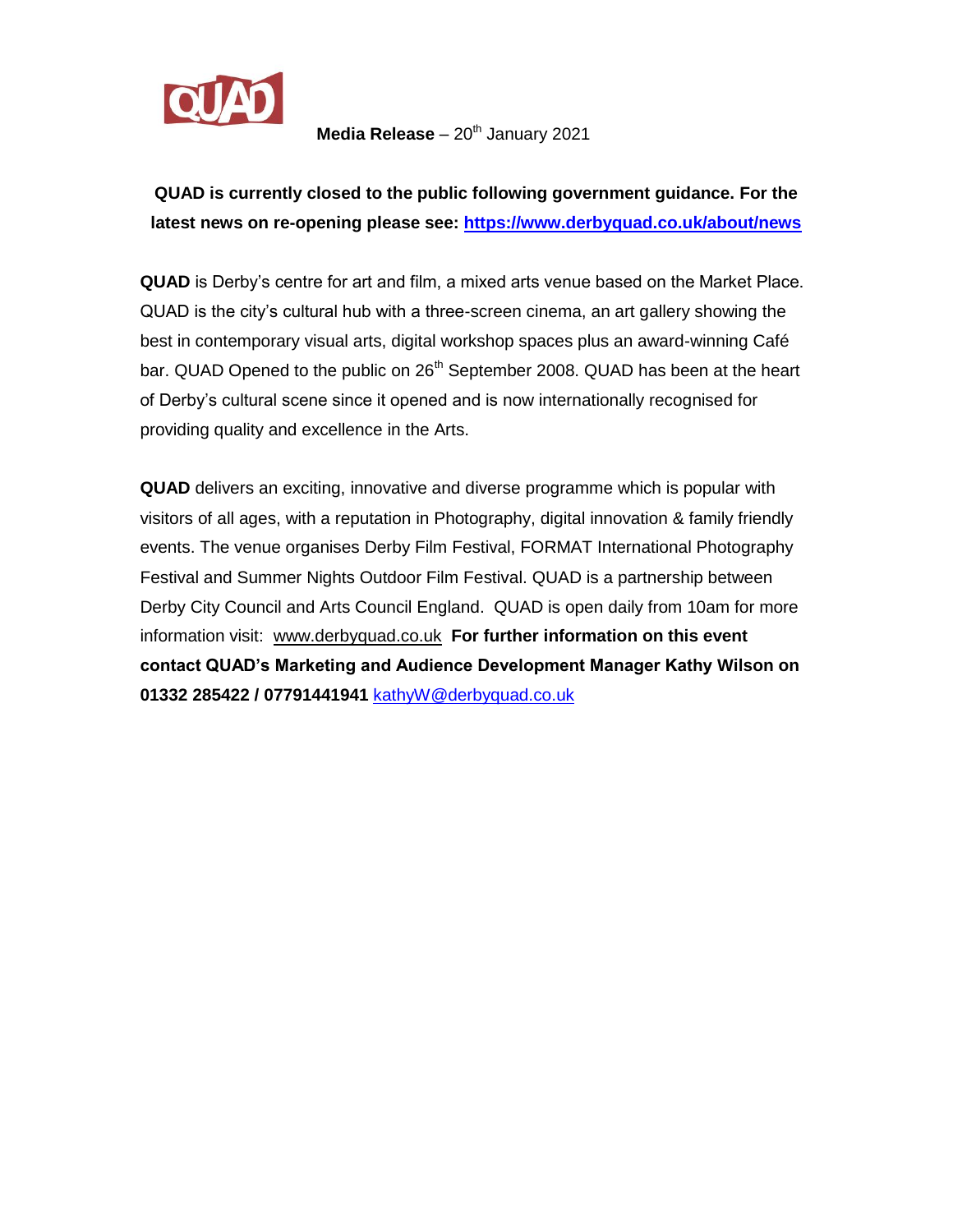QUAD

**Media Release** – 20th January 2021

**QUAD is currently closed to the public following government guidance. For the latest news on re-opening please see: https://www.derbyquad.co.uk/about/news**

**QUAD** is Derby's centre for art and film, a mixed arts venue based on the Market Place. QUAD is the city's cultural hub with a three-screen cinema, an art gallery showing the best in contemporary visual arts, digital workshop spaces plus an award-winning Café bar. QUAD Opened to the public on 26th September 2008. QUAD has been at the heart of Derby's cultural scene since it opened and is now internationally recognised for providing quality and excellence in the Arts.

**QUAD** delivers an exciting, innovative and diverse programme which is popular with visitors of all ages, with a reputation in Photography, digital innovation & family friendly events. The venue organises Derby Film Festival, FORMAT International Photography Festival and Summer Nights Outdoor Film Festival. QUAD is a partnership between Derby City Council and Arts Council England. QUAD is open daily from 10am for more information visit: www.derbyquad.co.uk **For further information on this event contact QUAD's Marketing and Audience Development Manager Kathy Wilson on 01332 285422 / 07791441941** kathyW@derbyquad.co.uk